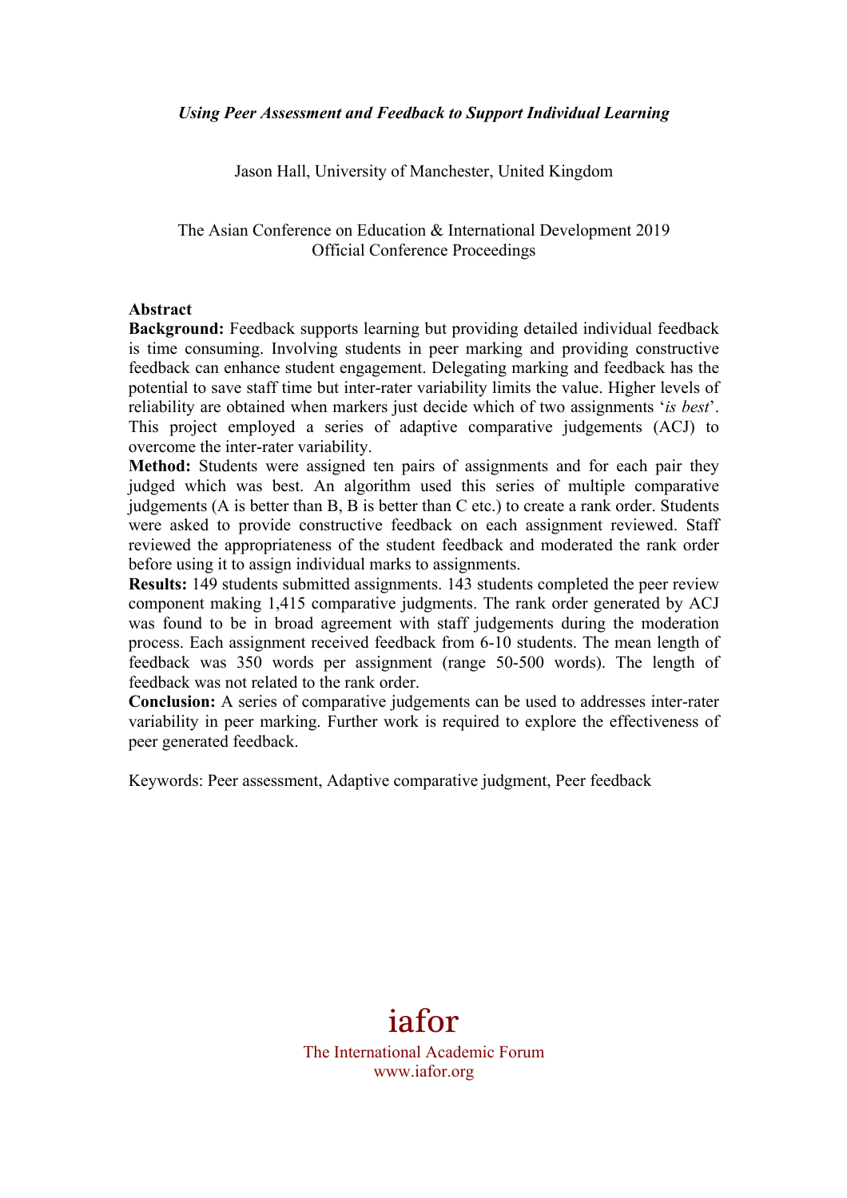# *Using Peer Assessment and Feedback to Support Individual Learning*

Jason Hall, University of Manchester, United Kingdom

The Asian Conference on Education & International Development 2019
Official Conference Proceedings

## Abstract

**Background:** Feedback supports learning but providing detailed individual feedback is time consuming. Involving students in peer marking and providing constructive feedback can enhance student engagement. Delegating marking and feedback has the potential to save staff time but inter-rater variability limits the value. Higher levels of reliability are obtained when markers just decide which of two assignments '*is best*'. This project employed a series of adaptive comparative judgements (ACJ) to overcome the inter-rater variability.

**Method:** Students were assigned ten pairs of assignments and for each pair they judged which was best. An algorithm used this series of multiple comparative judgements (A is better than B, B is better than C etc.) to create a rank order. Students were asked to provide constructive feedback on each assignment reviewed. Staff reviewed the appropriateness of the student feedback and moderated the rank order before using it to assign individual marks to assignments.

**Results:** 149 students submitted assignments. 143 students completed the peer review component making 1,415 comparative judgments. The rank order generated by ACJ was found to be in broad agreement with staff judgements during the moderation process. Each assignment received feedback from 6-10 students. The mean length of feedback was 350 words per assignment (range 50-500 words). The length of feedback was not related to the rank order.

**Conclusion:** A series of comparative judgements can be used to addresses inter-rater variability in peer marking. Further work is required to explore the effectiveness of peer generated feedback.

Keywords: Peer assessment, Adaptive comparative judgment, Peer feedback

iafor

The International Academic Forum
www.iafor.org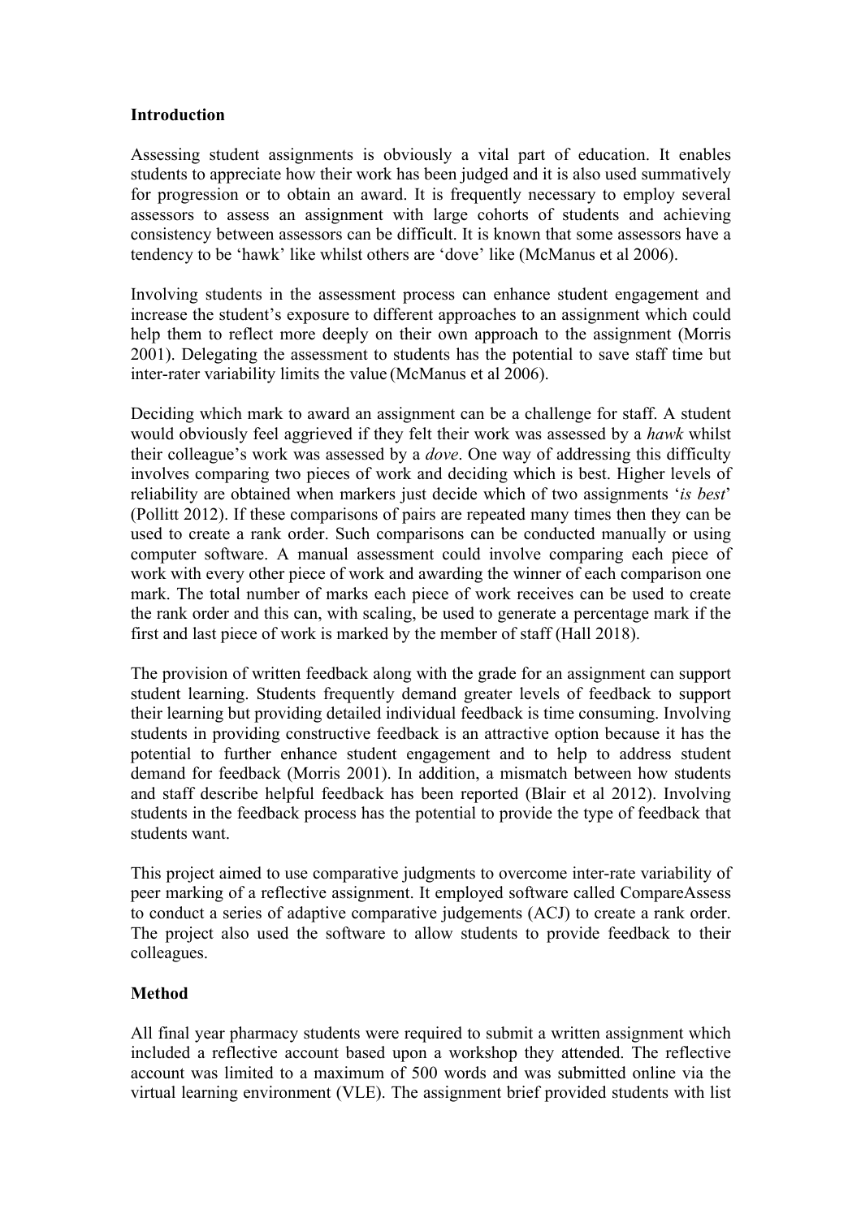## Introduction

Assessing student assignments is obviously a vital part of education. It enables students to appreciate how their work has been judged and it is also used summatively for progression or to obtain an award. It is frequently necessary to employ several assessors to assess an assignment with large cohorts of students and achieving consistency between assessors can be difficult. It is known that some assessors have a tendency to be 'hawk' like whilst others are 'dove' like (McManus et al 2006).

Involving students in the assessment process can enhance student engagement and increase the student's exposure to different approaches to an assignment which could help them to reflect more deeply on their own approach to the assignment (Morris 2001). Delegating the assessment to students has the potential to save staff time but inter-rater variability limits the value (McManus et al 2006).

Deciding which mark to award an assignment can be a challenge for staff. A student would obviously feel aggrieved if they felt their work was assessed by a *hawk* whilst their colleague's work was assessed by a *dove*. One way of addressing this difficulty involves comparing two pieces of work and deciding which is best. Higher levels of reliability are obtained when markers just decide which of two assignments '*is best*' (Pollitt 2012). If these comparisons of pairs are repeated many times then they can be used to create a rank order. Such comparisons can be conducted manually or using computer software. A manual assessment could involve comparing each piece of work with every other piece of work and awarding the winner of each comparison one mark. The total number of marks each piece of work receives can be used to create the rank order and this can, with scaling, be used to generate a percentage mark if the first and last piece of work is marked by the member of staff (Hall 2018).

The provision of written feedback along with the grade for an assignment can support student learning. Students frequently demand greater levels of feedback to support their learning but providing detailed individual feedback is time consuming. Involving students in providing constructive feedback is an attractive option because it has the potential to further enhance student engagement and to help to address student demand for feedback (Morris 2001). In addition, a mismatch between how students and staff describe helpful feedback has been reported (Blair et al 2012). Involving students in the feedback process has the potential to provide the type of feedback that students want.

This project aimed to use comparative judgments to overcome inter-rate variability of peer marking of a reflective assignment. It employed software called CompareAssess to conduct a series of adaptive comparative judgements (ACJ) to create a rank order. The project also used the software to allow students to provide feedback to their colleagues.

## Method

All final year pharmacy students were required to submit a written assignment which included a reflective account based upon a workshop they attended. The reflective account was limited to a maximum of 500 words and was submitted online via the virtual learning environment (VLE). The assignment brief provided students with list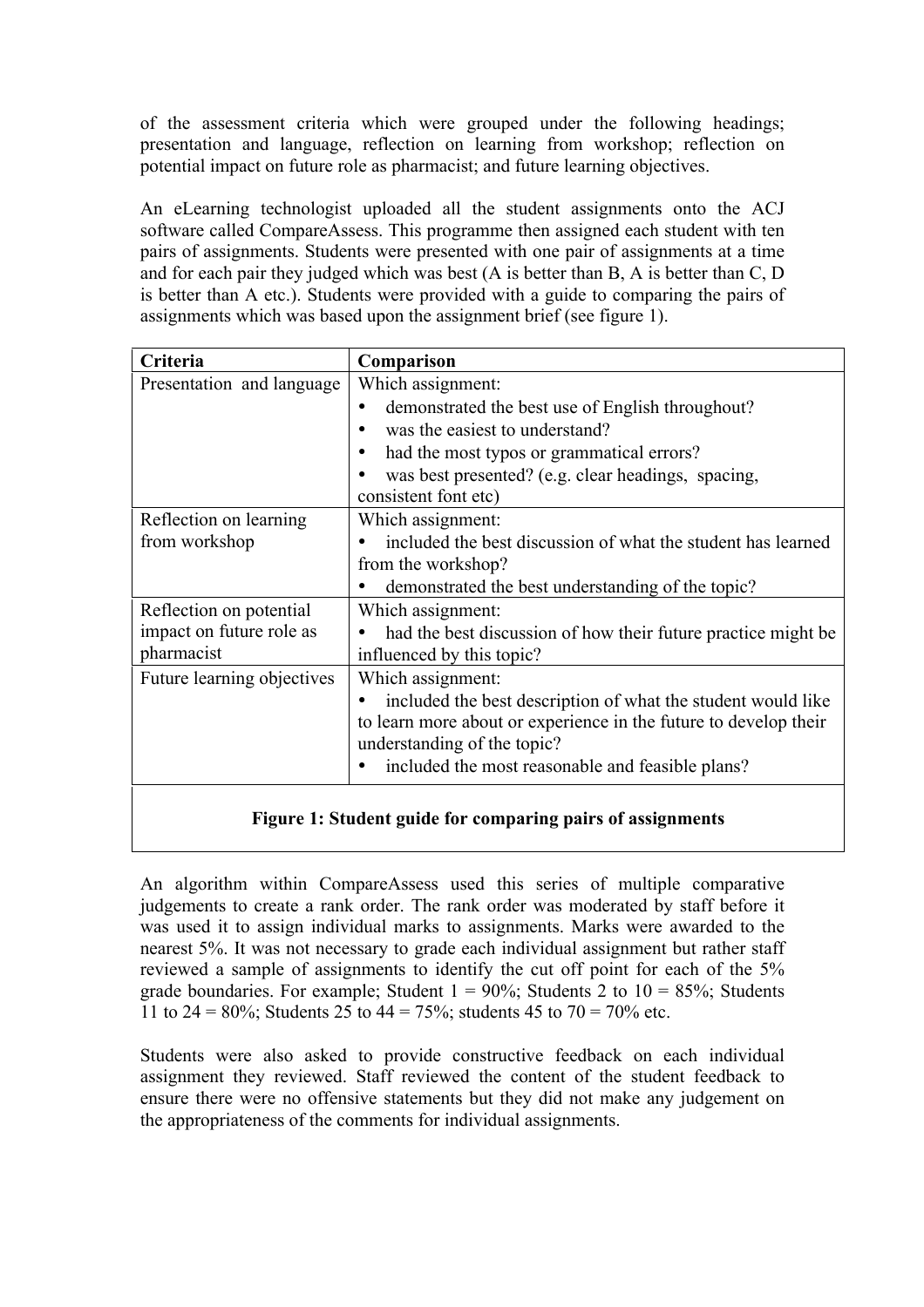of the assessment criteria which were grouped under the following headings; presentation and language, reflection on learning from workshop; reflection on potential impact on future role as pharmacist; and future learning objectives.

An eLearning technologist uploaded all the student assignments onto the ACJ software called CompareAssess. This programme then assigned each student with ten pairs of assignments. Students were presented with one pair of assignments at a time and for each pair they judged which was best (A is better than B, A is better than C, D is better than A etc.). Students were provided with a guide to comparing the pairs of assignments which was based upon the assignment brief (see figure 1).

| Criteria | Comparison |
|---|---|
| Presentation and language | Which assignment:<br>• demonstrated the best use of English throughout?<br>• was the easiest to understand?<br>• had the most typos or grammatical errors?<br>• was best presented? (e.g. clear headings, spacing, consistent font etc) |
| Reflection on learning from workshop | Which assignment:<br>• included the best discussion of what the student has learned from the workshop?<br>• demonstrated the best understanding of the topic? |
| Reflection on potential impact on future role as pharmacist | Which assignment:<br>• had the best discussion of how their future practice might be influenced by this topic? |
| Future learning objectives | Which assignment:<br>• included the best description of what the student would like to learn more about or experience in the future to develop their understanding of the topic?<br>• included the most reasonable and feasible plans? |

**Figure 1: Student guide for comparing pairs of assignments**

An algorithm within CompareAssess used this series of multiple comparative judgements to create a rank order. The rank order was moderated by staff before it was used it to assign individual marks to assignments. Marks were awarded to the nearest 5%. It was not necessary to grade each individual assignment but rather staff reviewed a sample of assignments to identify the cut off point for each of the 5% grade boundaries. For example; Student 1 = 90%; Students 2 to 10 = 85%; Students 11 to 24 = 80%; Students 25 to 44 = 75%; students 45 to 70 = 70% etc.

Students were also asked to provide constructive feedback on each individual assignment they reviewed. Staff reviewed the content of the student feedback to ensure there were no offensive statements but they did not make any judgement on the appropriateness of the comments for individual assignments.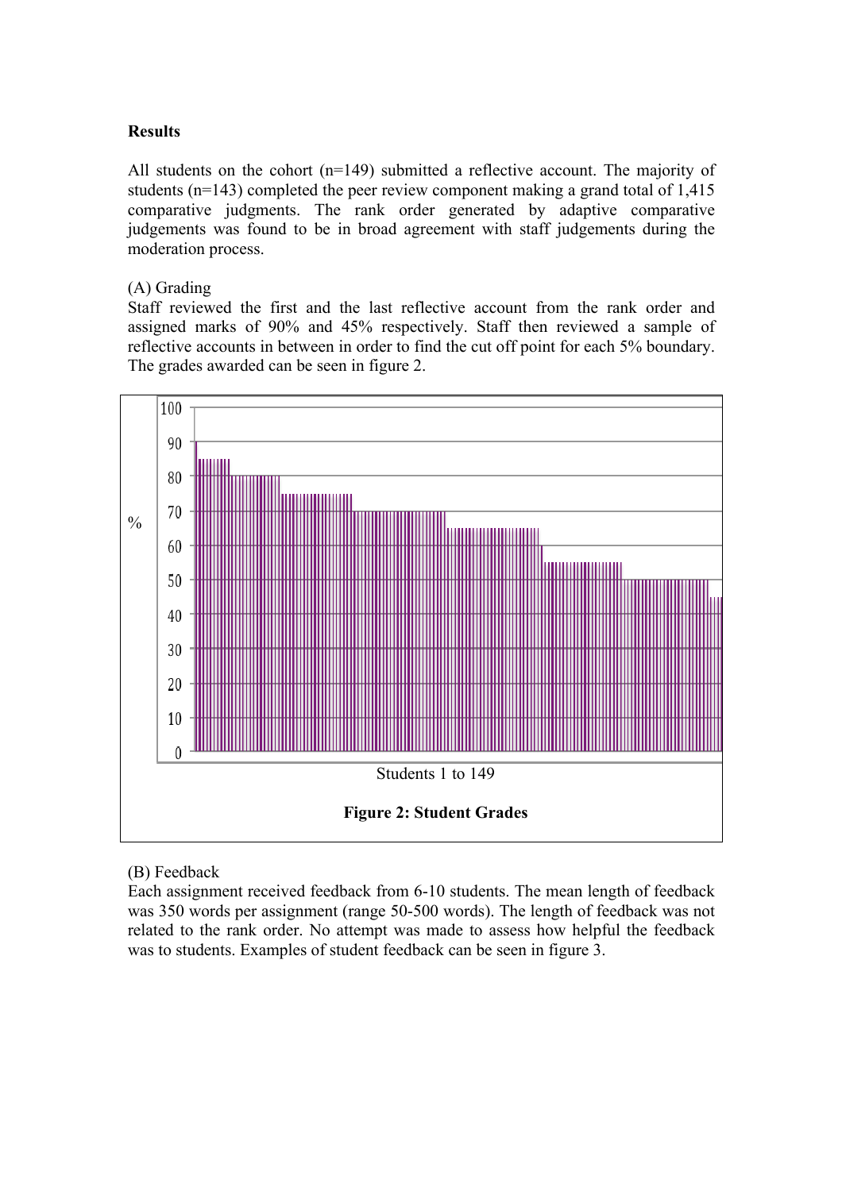**Results**

All students on the cohort (n=149) submitted a reflective account. The majority of students (n=143) completed the peer review component making a grand total of 1,415 comparative judgments. The rank order generated by adaptive comparative judgements was found to be in broad agreement with staff judgements during the moderation process.

(A) Grading

Staff reviewed the first and the last reflective account from the rank order and assigned marks of 90% and 45% respectively. Staff then reviewed a sample of reflective accounts in between in order to find the cut off point for each 5% boundary. The grades awarded can be seen in figure 2.

**Figure 2: Student Grades**

(B) Feedback

Each assignment received feedback from 6-10 students. The mean length of feedback was 350 words per assignment (range 50-500 words). The length of feedback was not related to the rank order. No attempt was made to assess how helpful the feedback was to students. Examples of student feedback can be seen in figure 3.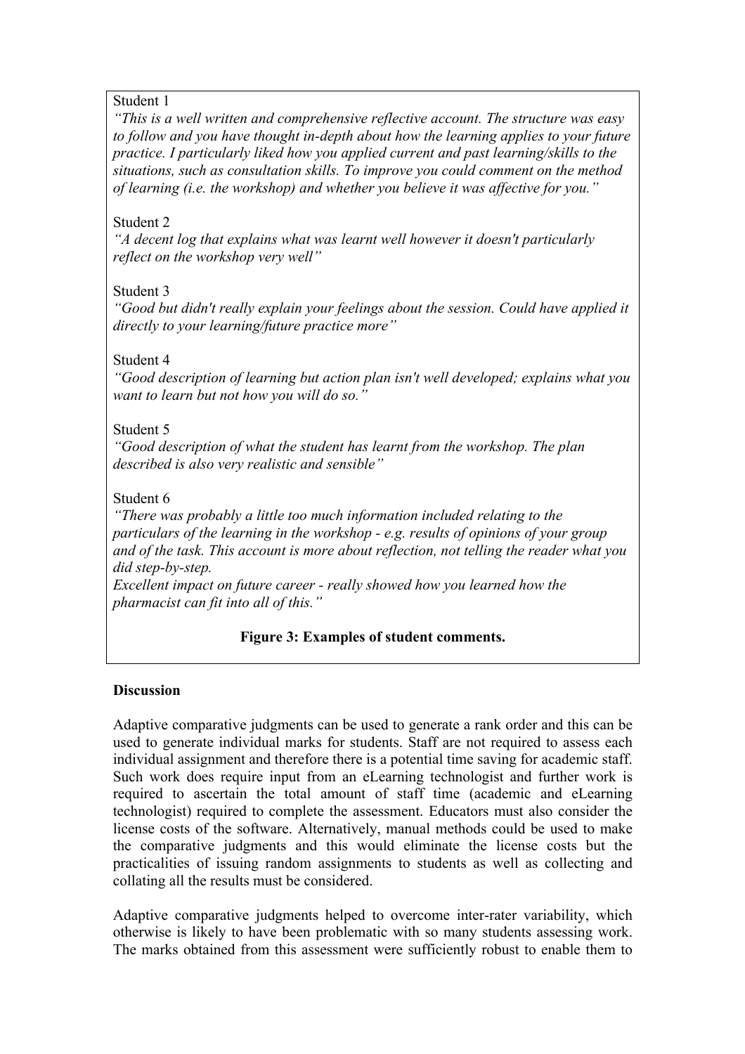Student 1

*"This is a well written and comprehensive reflective account. The structure was easy to follow and you have thought in-depth about how the learning applies to your future practice. I particularly liked how you applied current and past learning/skills to the situations, such as consultation skills. To improve you could comment on the method of learning (i.e. the workshop) and whether you believe it was affective for you."*

Student 2

*"A decent log that explains what was learnt well however it doesn't particularly reflect on the workshop very well"*

Student 3

*"Good but didn't really explain your feelings about the session. Could have applied it directly to your learning/future practice more"*

Student 4

*"Good description of learning but action plan isn't well developed; explains what you want to learn but not how you will do so."*

Student 5

*"Good description of what the student has learnt from the workshop. The plan described is also very realistic and sensible"*

Student 6

*"There was probably a little too much information included relating to the particulars of the learning in the workshop - e.g. results of opinions of your group and of the task. This account is more about reflection, not telling the reader what you did step-by-step.*
*Excellent impact on future career - really showed how you learned how the pharmacist can fit into all of this."*

**Figure 3: Examples of student comments.**

**Discussion**

Adaptive comparative judgments can be used to generate a rank order and this can be used to generate individual marks for students. Staff are not required to assess each individual assignment and therefore there is a potential time saving for academic staff. Such work does require input from an eLearning technologist and further work is required to ascertain the total amount of staff time (academic and eLearning technologist) required to complete the assessment. Educators must also consider the license costs of the software. Alternatively, manual methods could be used to make the comparative judgments and this would eliminate the license costs but the practicalities of issuing random assignments to students as well as collecting and collating all the results must be considered.

Adaptive comparative judgments helped to overcome inter-rater variability, which otherwise is likely to have been problematic with so many students assessing work. The marks obtained from this assessment were sufficiently robust to enable them to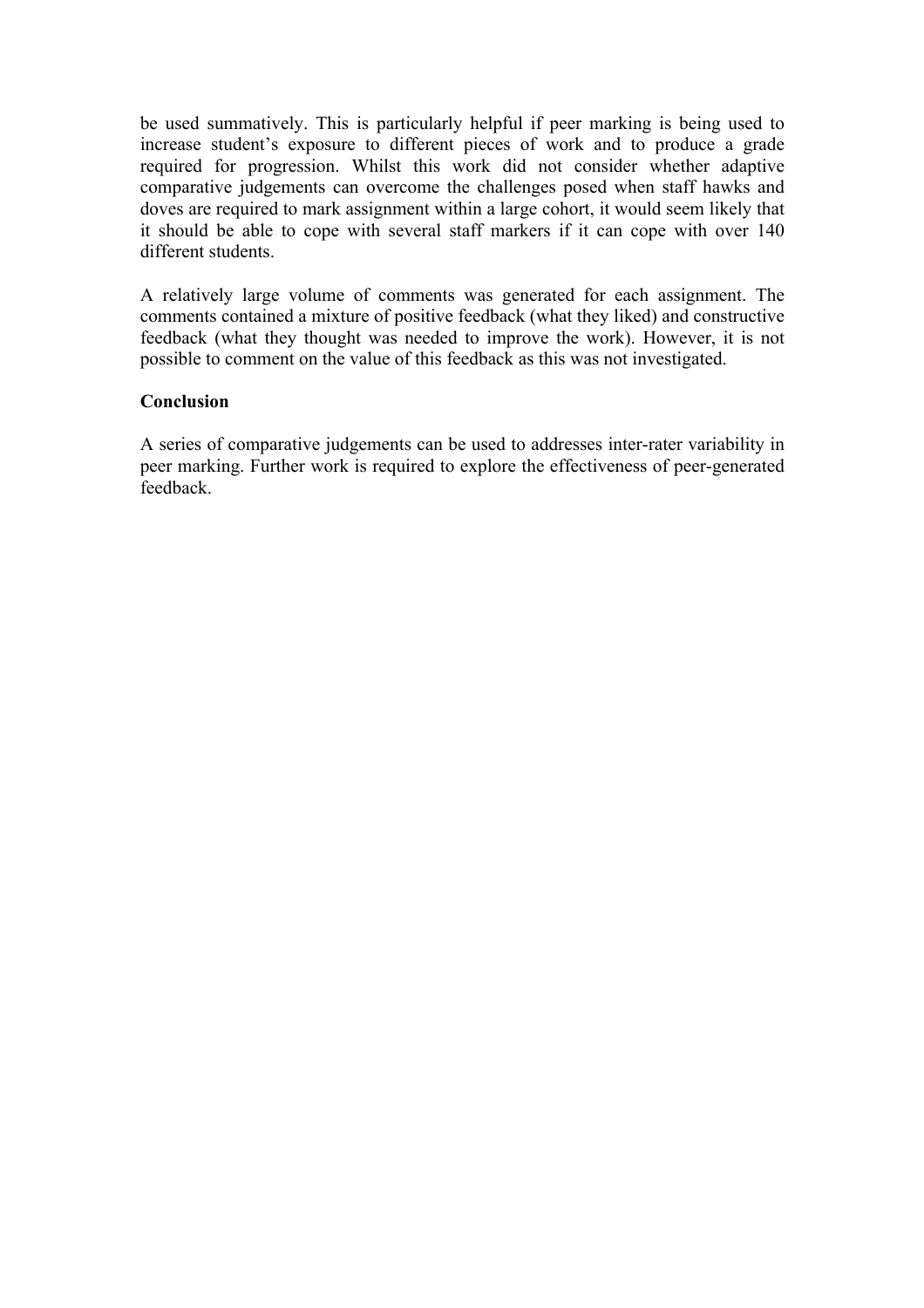be used summatively. This is particularly helpful if peer marking is being used to increase student's exposure to different pieces of work and to produce a grade required for progression. Whilst this work did not consider whether adaptive comparative judgements can overcome the challenges posed when staff hawks and doves are required to mark assignment within a large cohort, it would seem likely that it should be able to cope with several staff markers if it can cope with over 140 different students.

A relatively large volume of comments was generated for each assignment. The comments contained a mixture of positive feedback (what they liked) and constructive feedback (what they thought was needed to improve the work). However, it is not possible to comment on the value of this feedback as this was not investigated.

**Conclusion**

A series of comparative judgements can be used to addresses inter-rater variability in peer marking. Further work is required to explore the effectiveness of peer-generated feedback.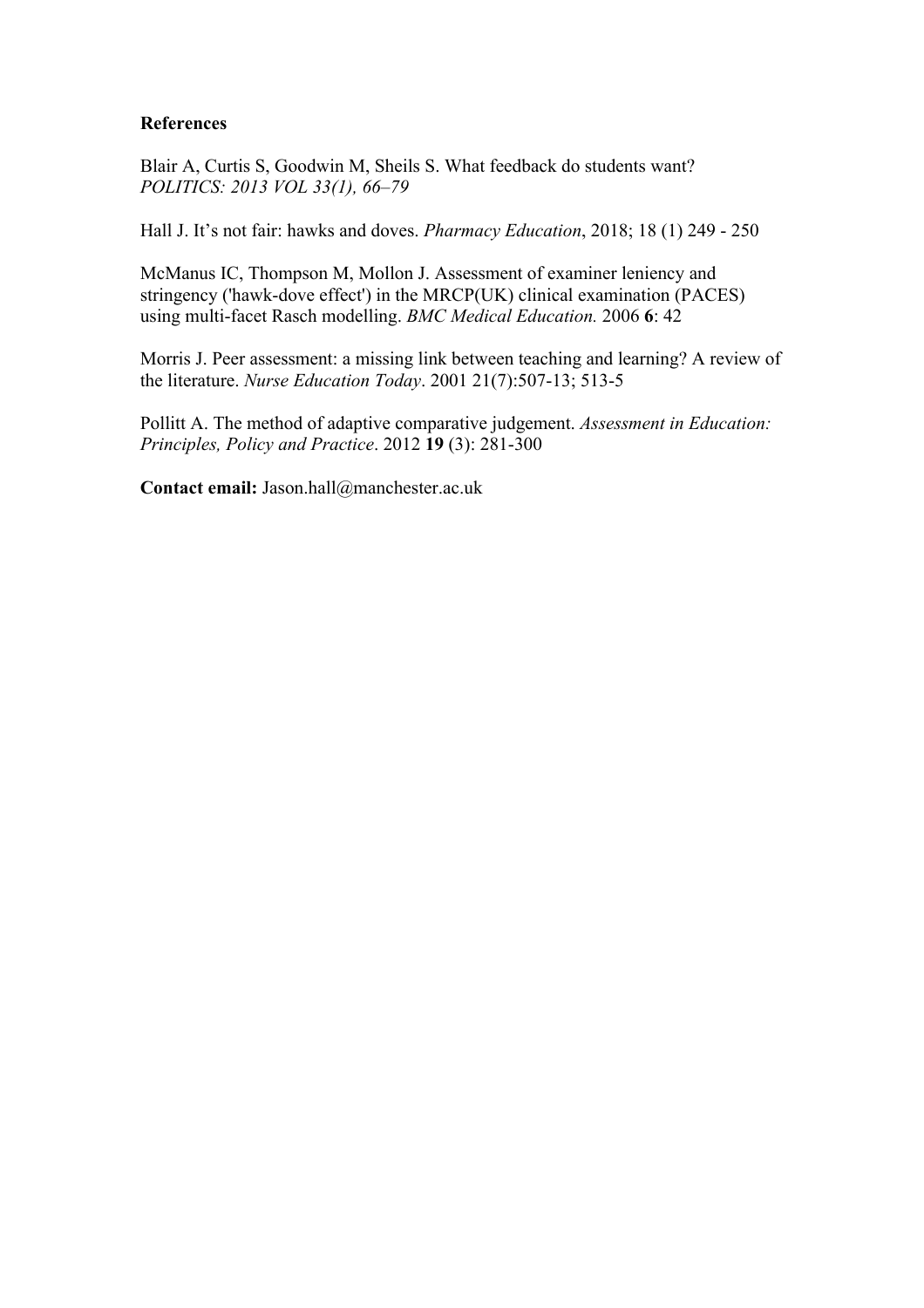**References**

Blair A, Curtis S, Goodwin M, Sheils S. What feedback do students want? *POLITICS: 2013 VOL 33(1), 66–79*

Hall J. It's not fair: hawks and doves. *Pharmacy Education*, 2018; 18 (1) 249 - 250

McManus IC, Thompson M, Mollon J. Assessment of examiner leniency and stringency ('hawk-dove effect') in the MRCP(UK) clinical examination (PACES) using multi-facet Rasch modelling. *BMC Medical Education.* 2006 **6**: 42

Morris J. Peer assessment: a missing link between teaching and learning? A review of the literature. *Nurse Education Today*. 2001 21(7):507-13; 513-5

Pollitt A. The method of adaptive comparative judgement. *Assessment in Education: Principles, Policy and Practice*. 2012 **19** (3): 281-300

**Contact email:** Jason.hall@manchester.ac.uk